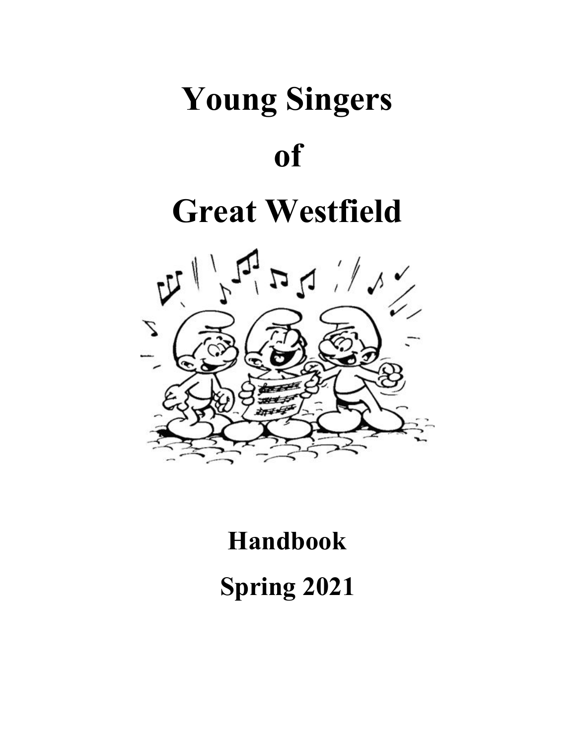# Young Singers

# of

# Great Westfield

## Handbook

## Spring 2021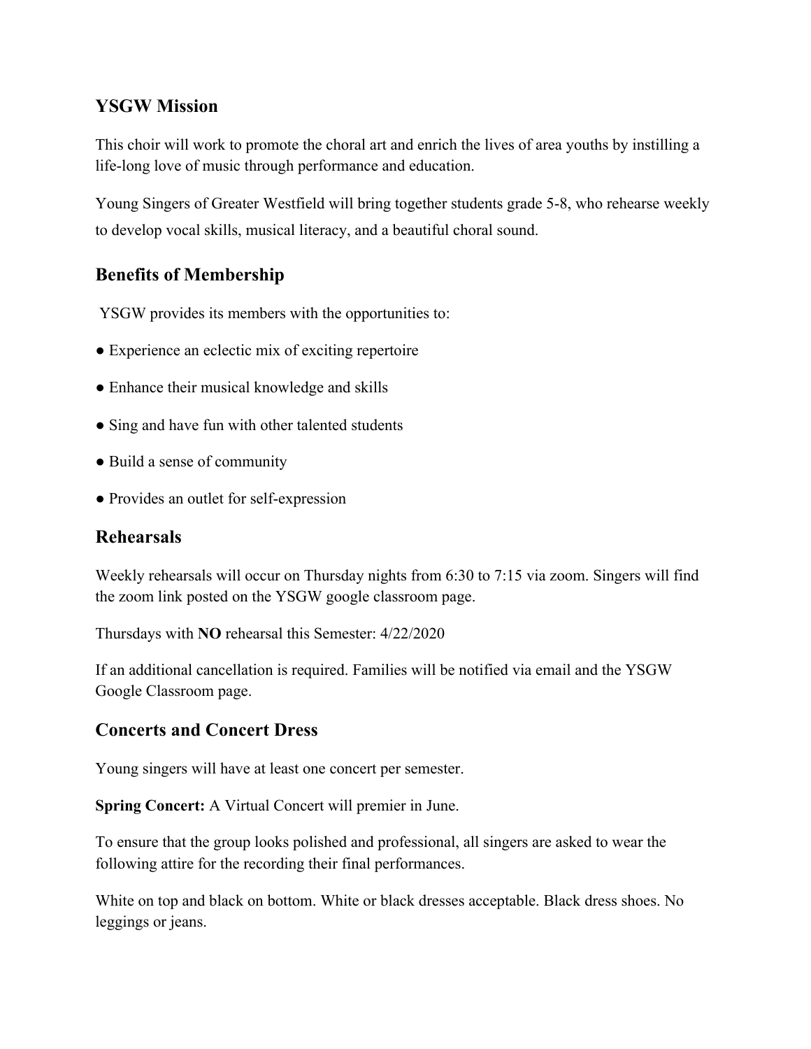## YSGW Mission

This choir will work to promote the choral art and enrich the lives of area youths by instilling a life-long love of music through performance and education.

Young Singers of Greater Westfield will bring together students grade 5-8, who rehearse weekly to develop vocal skills, musical literacy, and a beautiful choral sound.

## Benefits of Membership

YSGW provides its members with the opportunities to:

- Experience an eclectic mix of exciting repertoire
- Enhance their musical knowledge and skills
- Sing and have fun with other talented students
- Build a sense of community
- Provides an outlet for self-expression

## Rehearsals

Weekly rehearsals will occur on Thursday nights from 6:30 to 7:15 via zoom. Singers will find the zoom link posted on the YSGW google classroom page.

Thursdays with **NO** rehearsal this Semester: 4/22/2020

If an additional cancellation is required. Families will be notified via email and the YSGW Google Classroom page.

## Concerts and Concert Dress

Young singers will have at least one concert per semester.

**Spring Concert:** A Virtual Concert will premier in June.

To ensure that the group looks polished and professional, all singers are asked to wear the following attire for the recording their final performances.

White on top and black on bottom. White or black dresses acceptable. Black dress shoes. No leggings or jeans.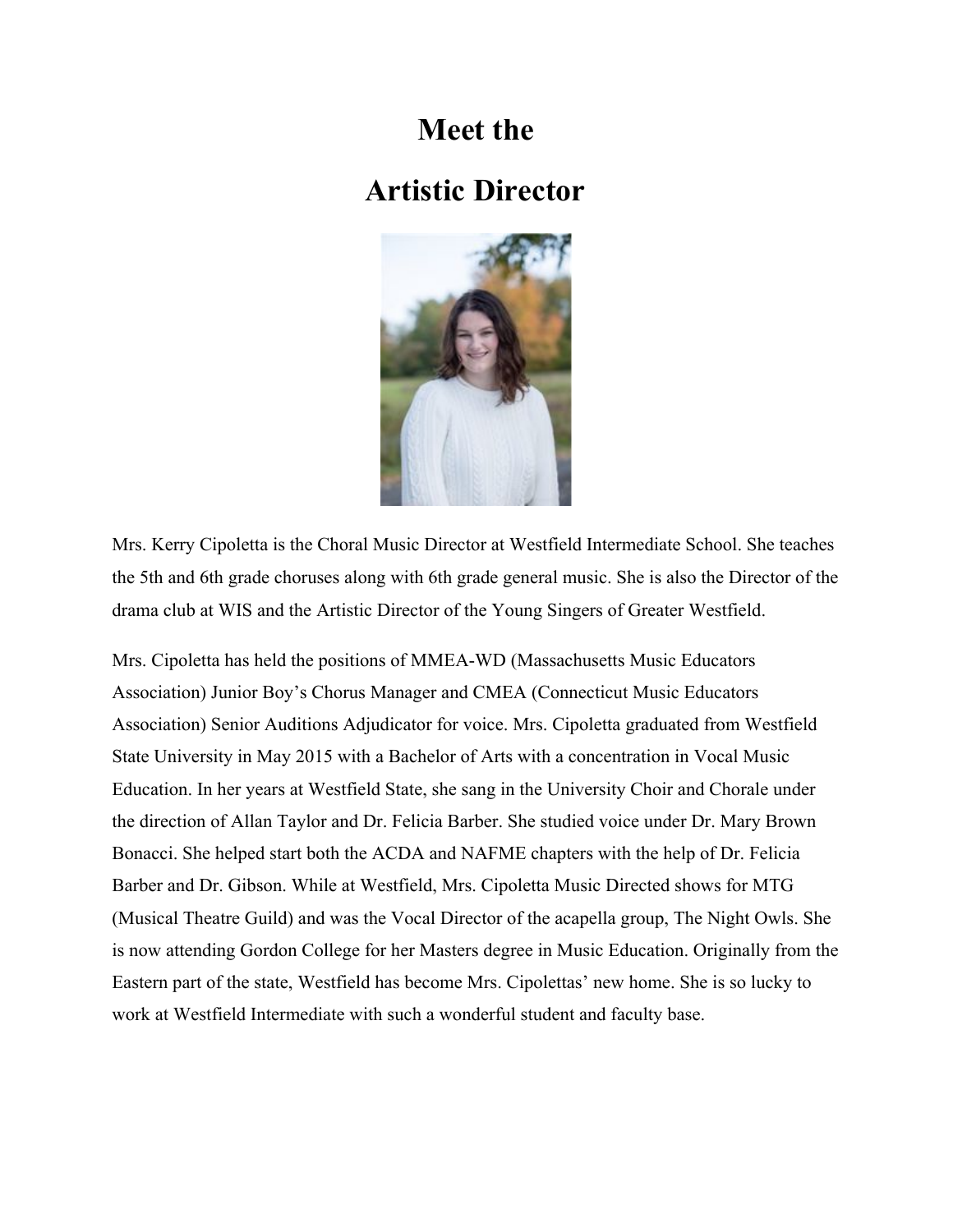# Meet the Artistic Director

Mrs. Kerry Cipoletta is the Choral Music Director at Westfield Intermediate School. She teaches the 5th and 6th grade choruses along with 6th grade general music. She is also the Director of the drama club at WIS and the Artistic Director of the Young Singers of Greater Westfield.

Mrs. Cipoletta has held the positions of MMEA-WD (Massachusetts Music Educators Association) Junior Boy's Chorus Manager and CMEA (Connecticut Music Educators Association) Senior Auditions Adjudicator for voice. Mrs. Cipoletta graduated from Westfield State University in May 2015 with a Bachelor of Arts with a concentration in Vocal Music Education. In her years at Westfield State, she sang in the University Choir and Chorale under the direction of Allan Taylor and Dr. Felicia Barber. She studied voice under Dr. Mary Brown Bonacci. She helped start both the ACDA and NAFME chapters with the help of Dr. Felicia Barber and Dr. Gibson. While at Westfield, Mrs. Cipoletta Music Directed shows for MTG (Musical Theatre Guild) and was the Vocal Director of the acapella group, The Night Owls. She is now attending Gordon College for her Masters degree in Music Education. Originally from the Eastern part of the state, Westfield has become Mrs. Cipolettas' new home. She is so lucky to work at Westfield Intermediate with such a wonderful student and faculty base.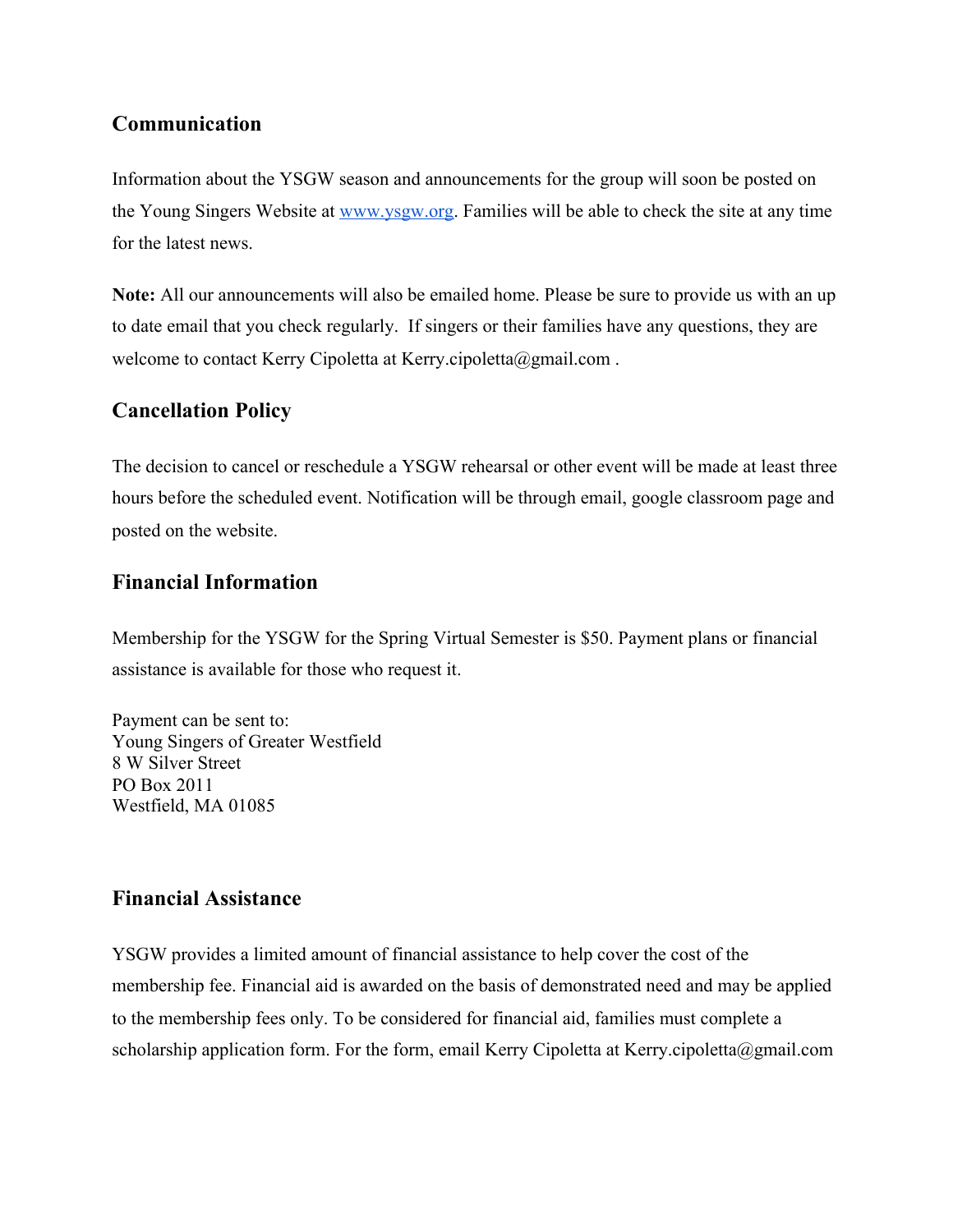## Communication

Information about the YSGW season and announcements for the group will soon be posted on the Young Singers Website at [www.ysgw.org](http://www.ysgw.org). Families will be able to check the site at any time for the latest news.

**Note:** All our announcements will also be emailed home. Please be sure to provide us with an up to date email that you check regularly. If singers or their families have any questions, they are welcome to contact Kerry Cipoletta at Kerry.cipoletta@gmail.com .

## Cancellation Policy

The decision to cancel or reschedule a YSGW rehearsal or other event will be made at least three hours before the scheduled event. Notification will be through email, google classroom page and posted on the website.

## Financial Information

Membership for the YSGW for the Spring Virtual Semester is $50. Payment plans or financial assistance is available for those who request it.

Payment can be sent to:
Young Singers of Greater Westfield
8 W Silver Street
PO Box 2011
Westfield, MA 01085

## Financial Assistance

YSGW provides a limited amount of financial assistance to help cover the cost of the membership fee. Financial aid is awarded on the basis of demonstrated need and may be applied to the membership fees only. To be considered for financial aid, families must complete a scholarship application form. For the form, email Kerry Cipoletta at Kerry.cipoletta@gmail.com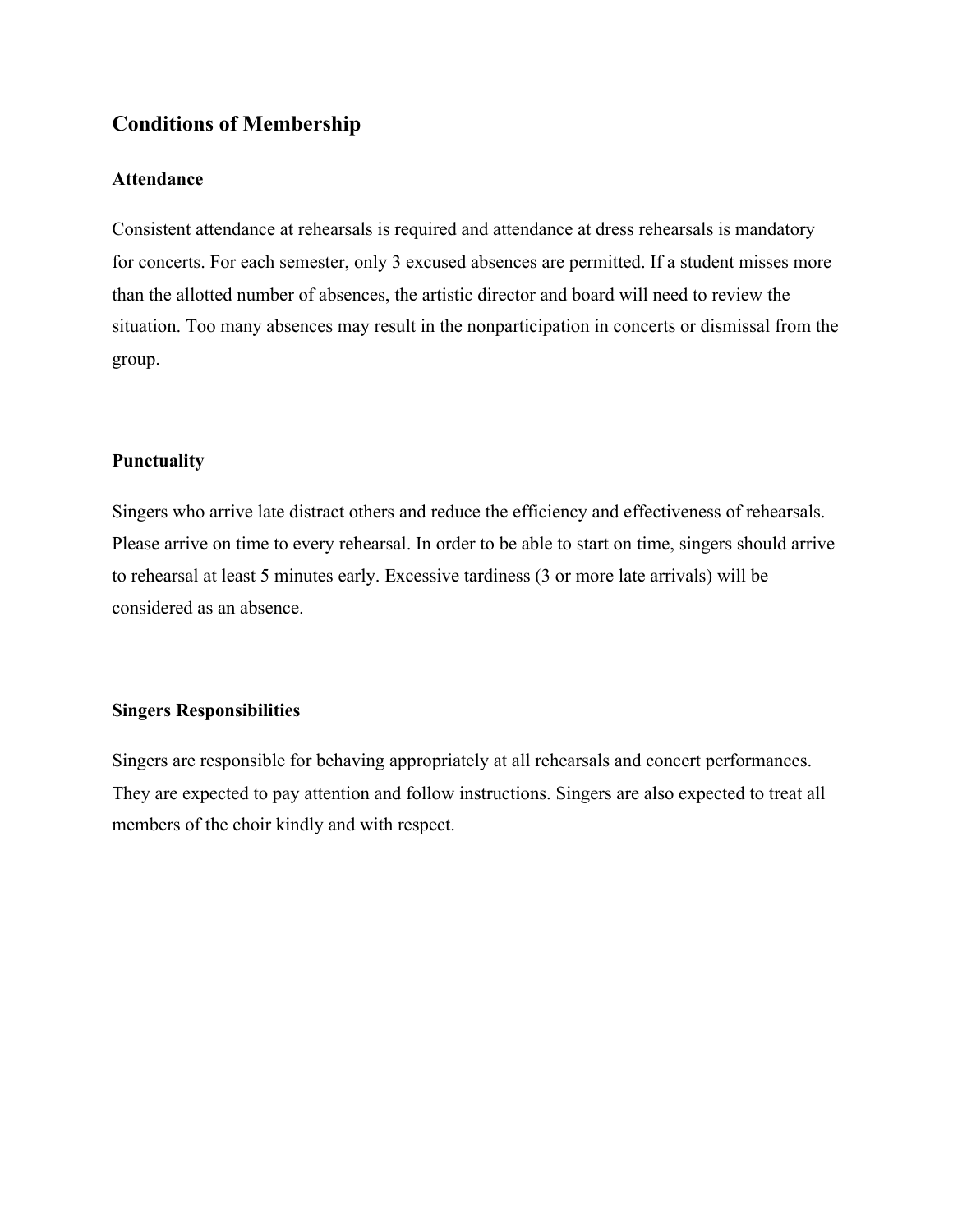## Conditions of Membership

### Attendance

Consistent attendance at rehearsals is required and attendance at dress rehearsals is mandatory for concerts. For each semester, only 3 excused absences are permitted. If a student misses more than the allotted number of absences, the artistic director and board will need to review the situation. Too many absences may result in the nonparticipation in concerts or dismissal from the group.

### Punctuality

Singers who arrive late distract others and reduce the efficiency and effectiveness of rehearsals. Please arrive on time to every rehearsal. In order to be able to start on time, singers should arrive to rehearsal at least 5 minutes early. Excessive tardiness (3 or more late arrivals) will be considered as an absence.

### Singers Responsibilities

Singers are responsible for behaving appropriately at all rehearsals and concert performances. They are expected to pay attention and follow instructions. Singers are also expected to treat all members of the choir kindly and with respect.